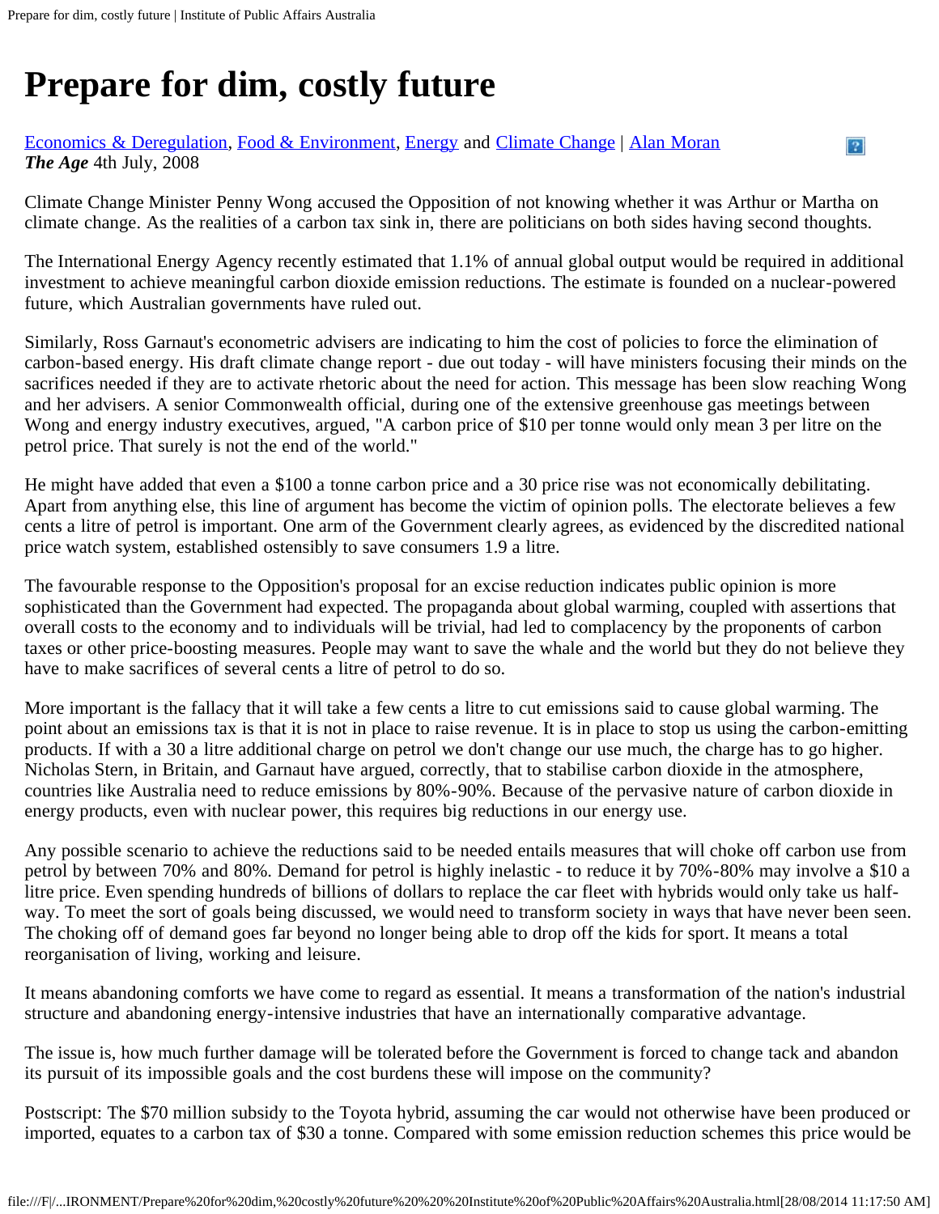# Prepare for dim, costly future

Economics & Deregulation, Food & Environment, Energy and Climate Change | Alan Moran
***The Age*** 4th July, 2008

Climate Change Minister Penny Wong accused the Opposition of not knowing whether it was Arthur or Martha on climate change. As the realities of a carbon tax sink in, there are politicians on both sides having second thoughts.

The International Energy Agency recently estimated that 1.1% of annual global output would be required in additional investment to achieve meaningful carbon dioxide emission reductions. The estimate is founded on a nuclear-powered future, which Australian governments have ruled out.

Similarly, Ross Garnaut's econometric advisers are indicating to him the cost of policies to force the elimination of carbon-based energy. His draft climate change report - due out today - will have ministers focusing their minds on the sacrifices needed if they are to activate rhetoric about the need for action. This message has been slow reaching Wong and her advisers. A senior Commonwealth official, during one of the extensive greenhouse gas meetings between Wong and energy industry executives, argued, "A carbon price of $10 per tonne would only mean 3 per litre on the petrol price. That surely is not the end of the world."

He might have added that even a $100 a tonne carbon price and a 30 price rise was not economically debilitating. Apart from anything else, this line of argument has become the victim of opinion polls. The electorate believes a few cents a litre of petrol is important. One arm of the Government clearly agrees, as evidenced by the discredited national price watch system, established ostensibly to save consumers 1.9 a litre.

The favourable response to the Opposition's proposal for an excise reduction indicates public opinion is more sophisticated than the Government had expected. The propaganda about global warming, coupled with assertions that overall costs to the economy and to individuals will be trivial, had led to complacency by the proponents of carbon taxes or other price-boosting measures. People may want to save the whale and the world but they do not believe they have to make sacrifices of several cents a litre of petrol to do so.

More important is the fallacy that it will take a few cents a litre to cut emissions said to cause global warming. The point about an emissions tax is that it is not in place to raise revenue. It is in place to stop us using the carbon-emitting products. If with a 30 a litre additional charge on petrol we don't change our use much, the charge has to go higher. Nicholas Stern, in Britain, and Garnaut have argued, correctly, that to stabilise carbon dioxide in the atmosphere, countries like Australia need to reduce emissions by 80%-90%. Because of the pervasive nature of carbon dioxide in energy products, even with nuclear power, this requires big reductions in our energy use.

Any possible scenario to achieve the reductions said to be needed entails measures that will choke off carbon use from petrol by between 70% and 80%. Demand for petrol is highly inelastic - to reduce it by 70%-80% may involve a $10 a litre price. Even spending hundreds of billions of dollars to replace the car fleet with hybrids would only take us half-way. To meet the sort of goals being discussed, we would need to transform society in ways that have never been seen. The choking off of demand goes far beyond no longer being able to drop off the kids for sport. It means a total reorganisation of living, working and leisure.

It means abandoning comforts we have come to regard as essential. It means a transformation of the nation's industrial structure and abandoning energy-intensive industries that have an internationally comparative advantage.

The issue is, how much further damage will be tolerated before the Government is forced to change tack and abandon its pursuit of its impossible goals and the cost burdens these will impose on the community?

Postscript: The $70 million subsidy to the Toyota hybrid, assuming the car would not otherwise have been produced or imported, equates to a carbon tax of $30 a tonne. Compared with some emission reduction schemes this price would be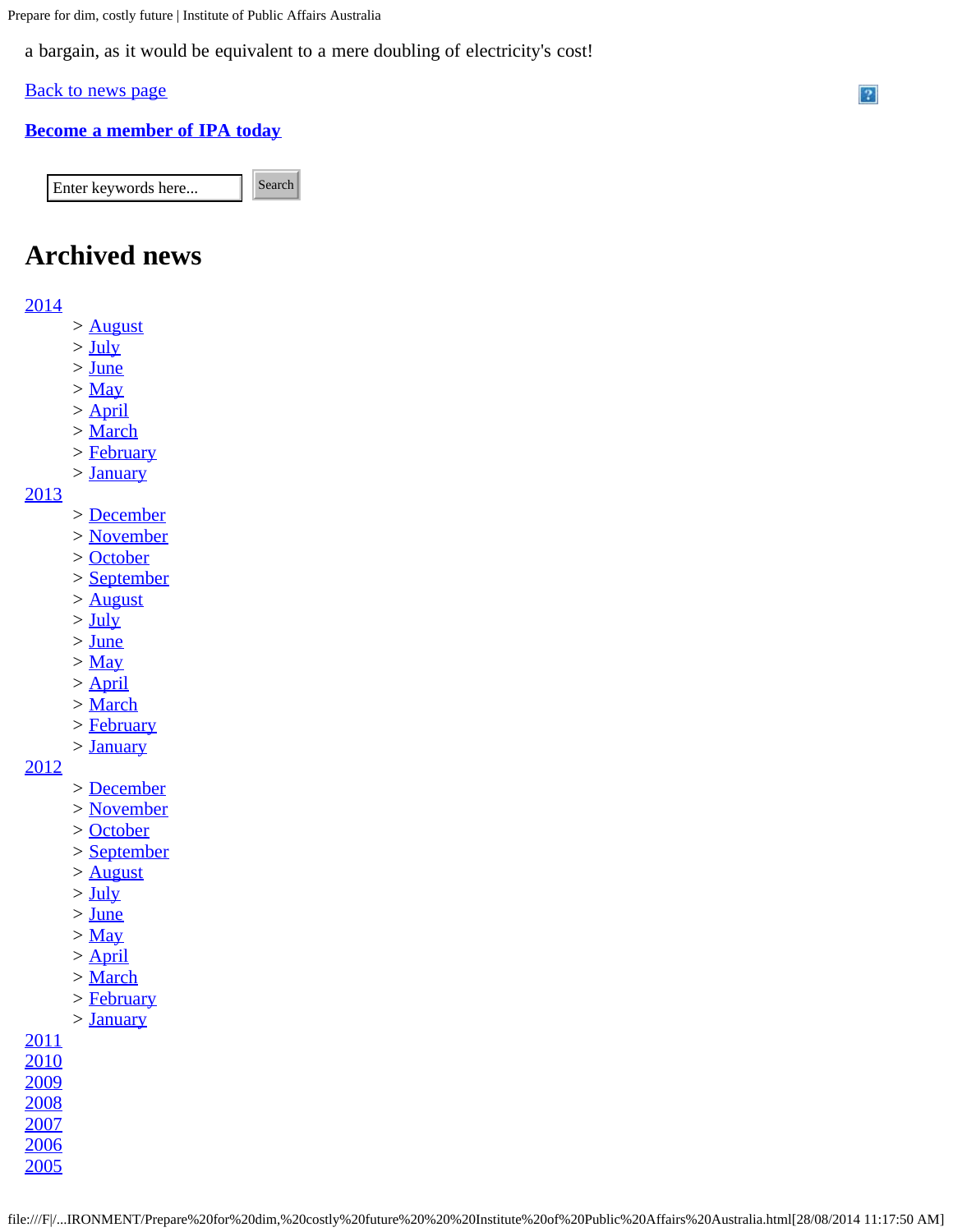a bargain, as it would be equivalent to a mere doubling of electricity's cost!

Back to news page

**Become a member of IPA today**

Enter keywords here... Search

# Archived news

2014

> August
> July
> June
> May
> April
> March
> February
> January

2013

> December
> November
> October
> September
> August
> July
> June
> May
> April
> March
> February
> January

2012

> December
> November
> October
> September
> August
> July
> June
> May
> April
> March
> February
> January

2011
2010
2009
2008
2007
2006
2005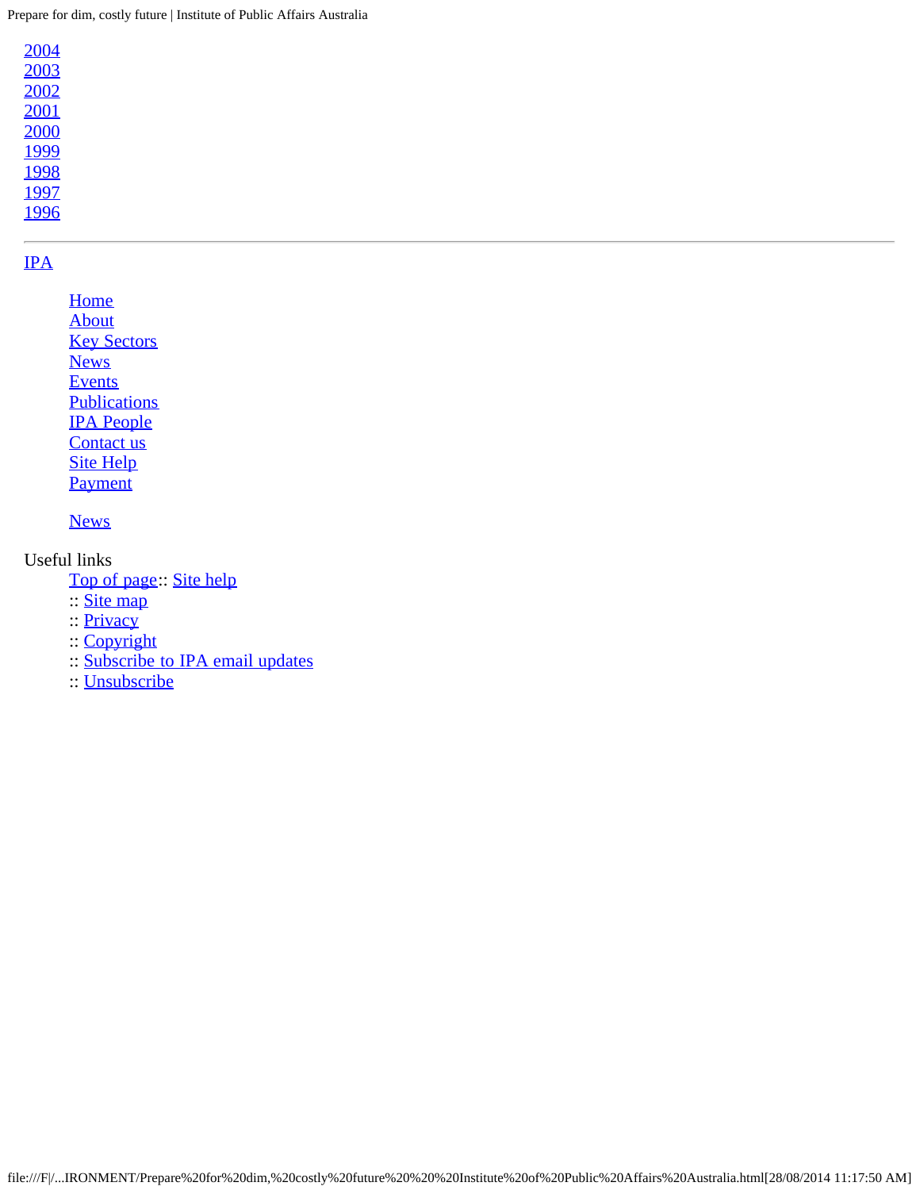2004
2003
2002
2001
2000
1999
1998
1997
1996

---

IPA

- Home
- About
- Key Sectors
- News
- Events
- Publications
- IPA People
- Contact us
- Site Help
- Payment

News

Useful links

Top of page:: Site help
:: Site map
:: Privacy
:: Copyright
:: Subscribe to IPA email updates
:: Unsubscribe